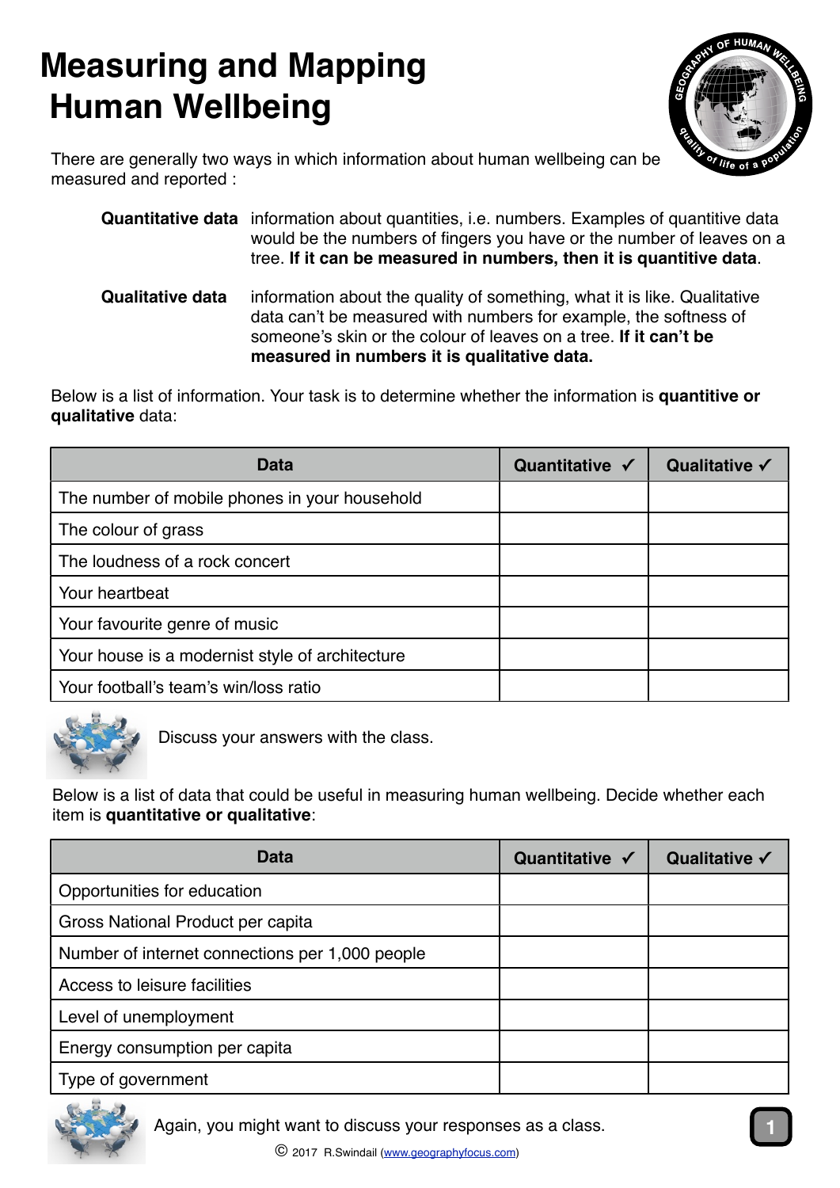# Measuring and Mapping Human Wellbeing

There are generally two ways in which information about human wellbeing can be measured and reported :

**Quantitative data** information about quantities, i.e. numbers. Examples of quantitive data would be the numbers of fingers you have or the number of leaves on a tree. **If it can be measured in numbers, then it is quantitive data**.

**Qualitative data** information about the quality of something, what it is like. Qualitative data can't be measured with numbers for example, the softness of someone's skin or the colour of leaves on a tree. **If it can't be measured in numbers it is qualitative data.**

Below is a list of information. Your task is to determine whether the information is **quantitive or qualitative** data:

| Data | Quantitative ✓ | Qualitative ✓ |
|---|---|---|
| The number of mobile phones in your household | | |
| The colour of grass | | |
| The loudness of a rock concert | | |
| Your heartbeat | | |
| Your favourite genre of music | | |
| Your house is a modernist style of architecture | | |
| Your football's team's win/loss ratio | | |

Discuss your answers with the class.

Below is a list of data that could be useful in measuring human wellbeing. Decide whether each item is **quantitative or qualitative**:

| Data | Quantitative ✓ | Qualitative ✓ |
|---|---|---|
| Opportunities for education | | |
| Gross National Product per capita | | |
| Number of internet connections per 1,000 people | | |
| Access to leisure facilities | | |
| Level of unemployment | | |
| Energy consumption per capita | | |
| Type of government | | |

Again, you might want to discuss your responses as a class.

© 2017 R.Swindail (www.geographyfocus.com)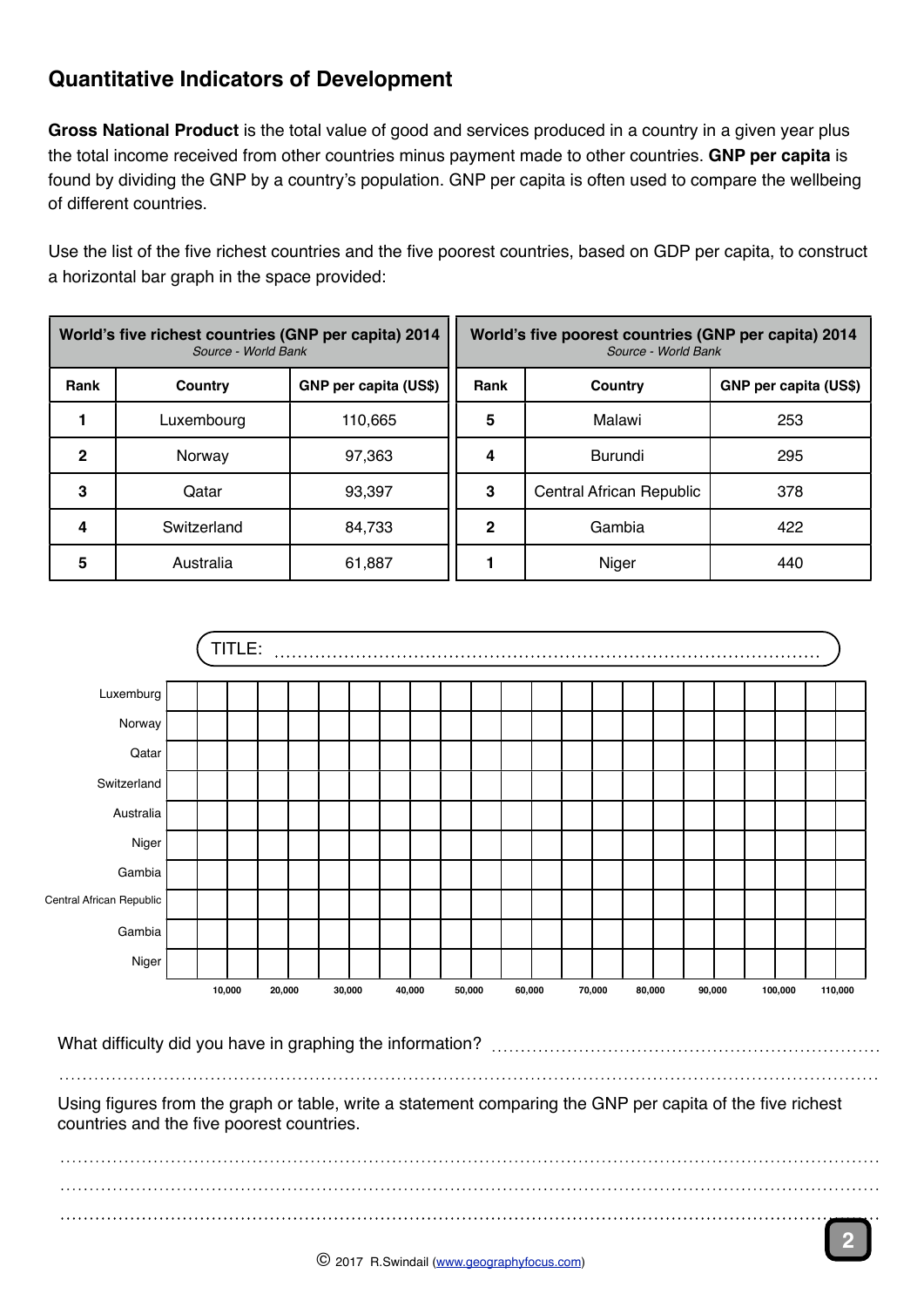## Quantitative Indicators of Development

**Gross National Product** is the total value of good and services produced in a country in a given year plus the total income received from other countries minus payment made to other countries. **GNP per capita** is found by dividing the GNP by a country's population. GNP per capita is often used to compare the wellbeing of different countries.

Use the list of the five richest countries and the five poorest countries, based on GDP per capita, to construct a horizontal bar graph in the space provided:

| World's five richest countries (GNP per capita) 2014 *Source - World Bank* | | |
|---|---|---|
| **Rank** | **Country** | **GNP per capita (US$)** |
| 1 | Luxembourg | 110,665 |
| 2 | Norway | 97,363 |
| 3 | Qatar | 93,397 |
| 4 | Switzerland | 84,733 |
| 5 | Australia | 61,887 |

| World's five poorest countries (GNP per capita) 2014 *Source - World Bank* | | |
|---|---|---|
| **Rank** | **Country** | **GNP per capita (US$)** |
| 5 | Malawi | 253 |
| 4 | Burundi | 295 |
| 3 | Central African Republic | 378 |
| 2 | Gambia | 422 |
| 1 | Niger | 440 |

TITLE: ..........................................................................................

Luxemburg
Norway
Qatar
Switzerland
Australia
Niger
Gambia
Central African Republic
Gambia
Niger

10,000 20,000 30,000 40,000 50,000 60,000 70,000 80,000 90,000 100,000 110,000

What difficulty did you have in graphing the information? ..........................................................................................

..........................................................................................

Using figures from the graph or table, write a statement comparing the GNP per capita of the five richest countries and the five poorest countries.

..........................................................................................

..........................................................................................

..........................................................................................

© 2017 R.Swindail (www.geographyfocus.com)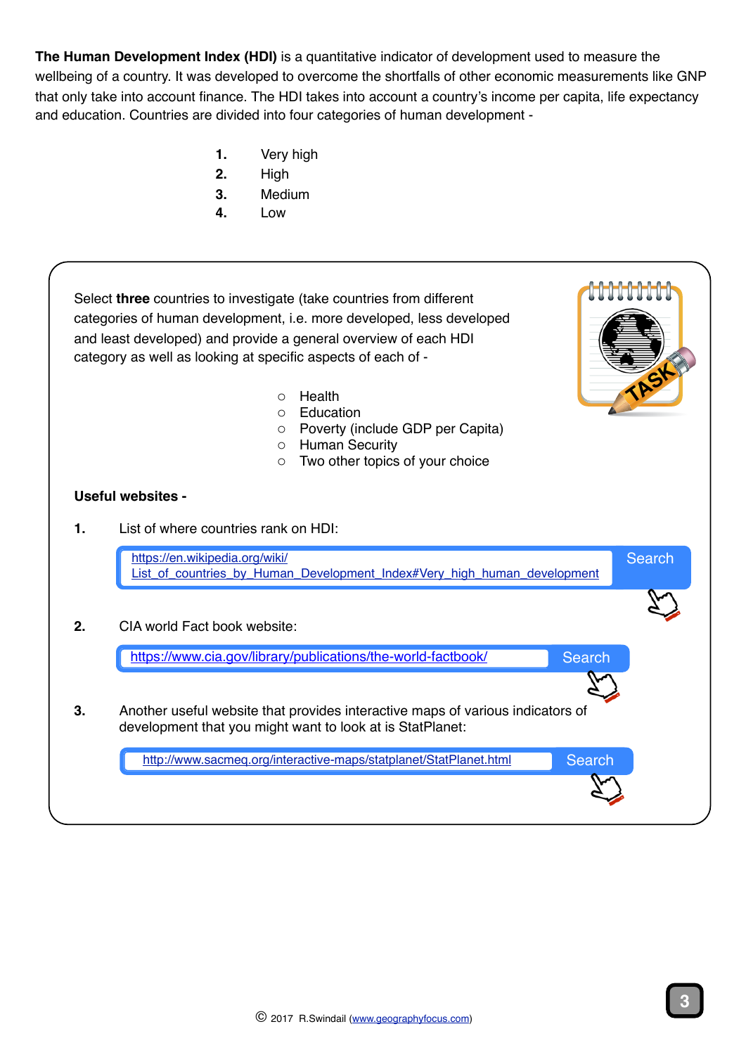**The Human Development Index (HDI)** is a quantitative indicator of development used to measure the wellbeing of a country. It was developed to overcome the shortfalls of other economic measurements like GNP that only take into account finance. The HDI takes into account a country's income per capita, life expectancy and education. Countries are divided into four categories of human development -

1. Very high
2. High
3. Medium
4. Low

Select **three** countries to investigate (take countries from different categories of human development, i.e. more developed, less developed and least developed) and provide a general overview of each HDI category as well as looking at specific aspects of each of -

- Health
- Education
- Poverty (include GDP per Capita)
- Human Security
- Two other topics of your choice

**Useful websites -**

1. List of where countries rank on HDI:

   https://en.wikipedia.org/wiki/List_of_countries_by_Human_Development_Index#Very_high_human_development

2. CIA world Fact book website:

   https://www.cia.gov/library/publications/the-world-factbook/

3. Another useful website that provides interactive maps of various indicators of development that you might want to look at is StatPlanet:

   http://www.sacmeq.org/interactive-maps/statplanet/StatPlanet.html

© 2017 R.Swindail (www.geographyfocus.com)